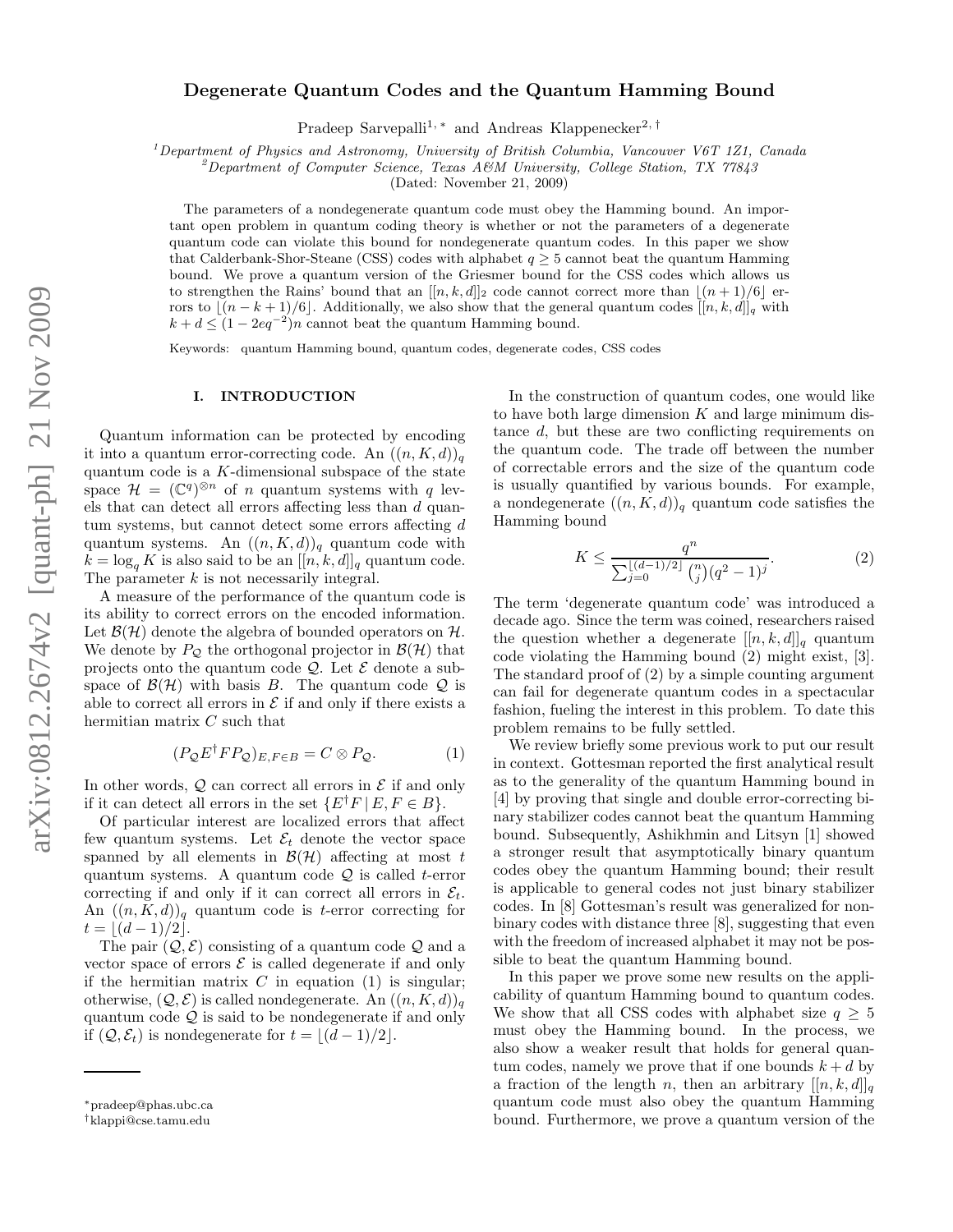# Degenerate Quantum Codes and the Quantum Hamming Bound

Pradeep Sarvepalli[1,*] and Andreas Klappenecker[2,†]

[1] *Department of Physics and Astronomy, University of British Columbia, Vancouver V6T 1Z1, Canada*
[2] *Department of Computer Science, Texas A&M University, College Station, TX 77843*
(Dated: November 21, 2009)

The parameters of a nondegenerate quantum code must obey the Hamming bound. An important open problem in quantum coding theory is whether or not the parameters of a degenerate quantum code can violate this bound for nondegenerate quantum codes. In this paper we show that Calderbank-Shor-Steane (CSS) codes with alphabet $q \geq 5$ cannot beat the quantum Hamming bound. We prove a quantum version of the Griesmer bound for the CSS codes which allows us to strengthen the Rains' bound that an $[[n, k, d]]_2$ code cannot correct more than $\lfloor (n + 1)/6\rfloor$ errors to $\lfloor (n - k + 1)/6\rfloor$. Additionally, we also show that the general quantum codes $[[n, k, d]]_q$ with $k + d \leq (1 - 2eq^{-2})n$ cannot beat the quantum Hamming bound.

Keywords: quantum Hamming bound, quantum codes, degenerate codes, CSS codes

## I. INTRODUCTION

Quantum information can be protected by encoding it into a quantum error-correcting code. An $((n, K, d))_q$ quantum code is a $K$-dimensional subspace of the state space $\mathcal{H} = (\mathbb{C}^q)^{\otimes n}$ of $n$ quantum systems with $q$ levels that can detect all errors affecting less than $d$ quantum systems, but cannot detect some errors affecting $d$ quantum systems. An $((n, K, d))_q$ quantum code with $k = \log_q K$ is also said to be an $[[n, k, d]]_q$ quantum code. The parameter $k$ is not necessarily integral.

A measure of the performance of the quantum code is its ability to correct errors on the encoded information. Let $\mathcal{B}(\mathcal{H})$ denote the algebra of bounded operators on $\mathcal{H}$. We denote by $P_\mathcal{Q}$ the orthogonal projector in $\mathcal{B}(\mathcal{H})$ that projects onto the quantum code $\mathcal{Q}$. Let $\mathcal{E}$ denote a subspace of $\mathcal{B}(\mathcal{H})$ with basis $B$. The quantum code $\mathcal{Q}$ is able to correct all errors in $\mathcal{E}$ if and only if there exists a hermitian matrix $C$ such that

$$(P_\mathcal{Q} E^\dagger F P_\mathcal{Q})_{E,F\in B} = C \otimes P_\mathcal{Q}. \tag{1}$$

In other words, $\mathcal{Q}$ can correct all errors in $\mathcal{E}$ if and only if it can detect all errors in the set $\{E^\dagger F \mid E, F \in B\}$.

Of particular interest are localized errors that affect few quantum systems. Let $\mathcal{E}_t$ denote the vector space spanned by all elements in $\mathcal{B}(\mathcal{H})$ affecting at most $t$ quantum systems. A quantum code $\mathcal{Q}$ is called $t$-error correcting if and only if it can correct all errors in $\mathcal{E}_t$. An $((n, K, d))_q$ quantum code is $t$-error correcting for $t = \lfloor (d - 1)/2\rfloor$.

The pair $(\mathcal{Q}, \mathcal{E})$ consisting of a quantum code $\mathcal{Q}$ and a vector space of errors $\mathcal{E}$ is called degenerate if and only if the hermitian matrix $C$ in equation (1) is singular; otherwise, $(\mathcal{Q}, \mathcal{E})$ is called nondegenerate. An $((n, K, d))_q$ quantum code $\mathcal{Q}$ is said to be nondegenerate if and only if $(\mathcal{Q}, \mathcal{E}_t)$ is nondegenerate for $t = \lfloor (d - 1)/2\rfloor$.

In the construction of quantum codes, one would like to have both large dimension $K$ and large minimum distance $d$, but these are two conflicting requirements on the quantum code. The trade off between the number of correctable errors and the size of the quantum code is usually quantified by various bounds. For example, a nondegenerate $((n, K, d))_q$ quantum code satisfies the Hamming bound

$$K \leq \frac{q^n}{\sum_{j=0}^{\lfloor (d-1)/2\rfloor} \binom{n}{j}(q^2 - 1)^j}. \tag{2}$$

The term 'degenerate quantum code' was introduced a decade ago. Since the term was coined, researchers raised the question whether a degenerate $[[n, k, d]]_q$ quantum code violating the Hamming bound (2) might exist, [3]. The standard proof of (2) by a simple counting argument can fail for degenerate quantum codes in a spectacular fashion, fueling the interest in this problem. To date this problem remains to be fully settled.

We review briefly some previous work to put our result in context. Gottesman reported the first analytical result as to the generality of the quantum Hamming bound in [4] by proving that single and double error-correcting binary stabilizer codes cannot beat the quantum Hamming bound. Subsequently, Ashikhmin and Litsyn [1] showed a stronger result that asymptotically binary quantum codes obey the quantum Hamming bound; their result is applicable to general codes not just binary stabilizer codes. In [8] Gottesman's result was generalized for nonbinary codes with distance three [8], suggesting that even with the freedom of increased alphabet it may not be possible to beat the quantum Hamming bound.

In this paper we prove some new results on the applicability of quantum Hamming bound to quantum codes. We show that all CSS codes with alphabet size $q \geq 5$ must obey the Hamming bound. In the process, we also show a weaker result that holds for general quantum codes, namely we prove that if one bounds $k + d$ by a fraction of the length $n$, then an arbitrary $[[n, k, d]]_q$ quantum code must also obey the quantum Hamming bound. Furthermore, we prove a quantum version of the

---

*pradeep@phas.ubc.ca
†klappi@cse.tamu.edu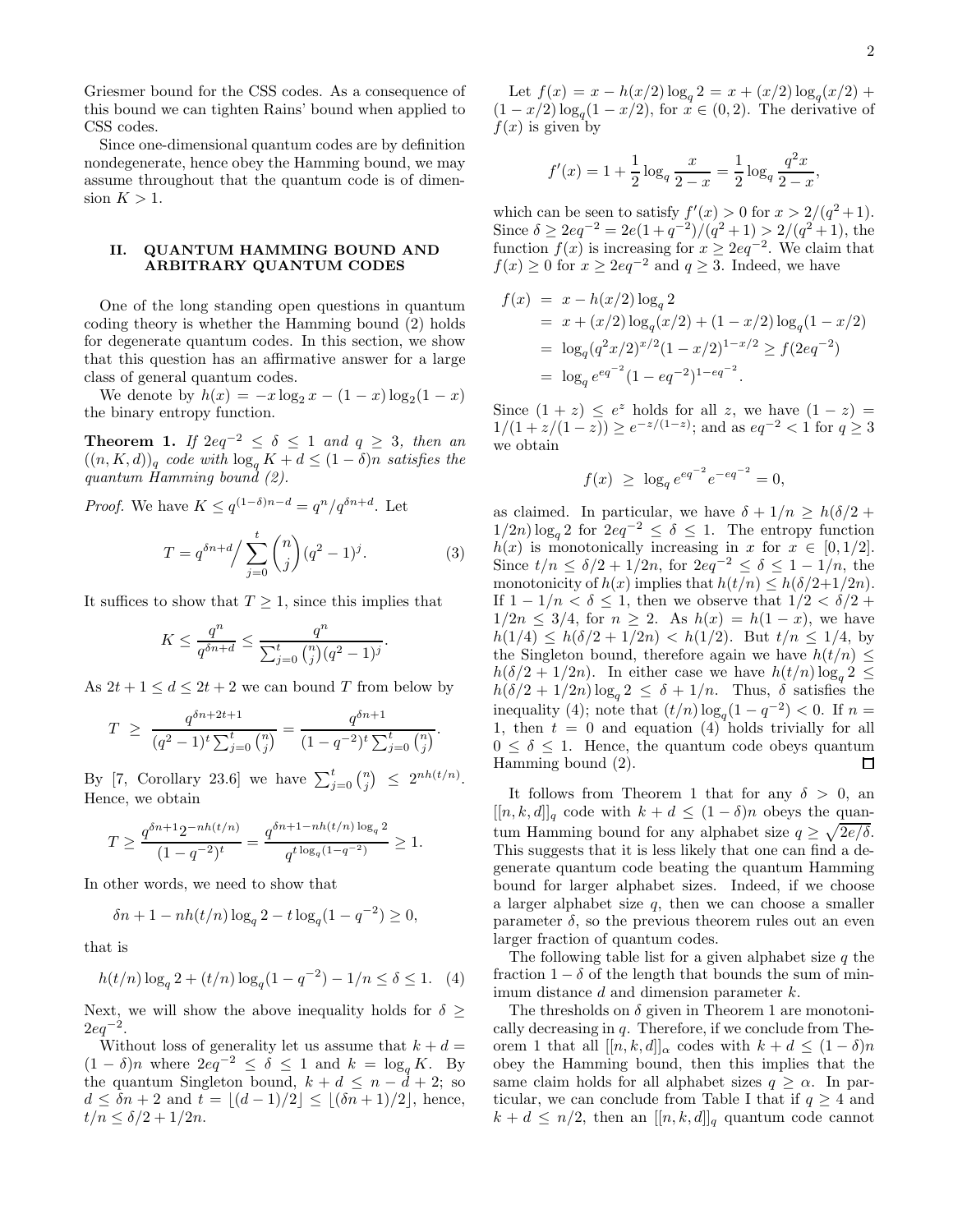Griesmer bound for the CSS codes. As a consequence of this bound we can tighten Rains' bound when applied to CSS codes.

Since one-dimensional quantum codes are by definition nondegenerate, hence obey the Hamming bound, we may assume throughout that the quantum code is of dimension $K > 1$.

## II. QUANTUM HAMMING BOUND AND ARBITRARY QUANTUM CODES

One of the long standing open questions in quantum coding theory is whether the Hamming bound (2) holds for degenerate quantum codes. In this section, we show that this question has an affirmative answer for a large class of general quantum codes.

We denote by $h(x) = -x\log_2 x - (1-x)\log_2(1-x)$ the binary entropy function.

**Theorem 1.** *If $2eq^{-2} \le \delta \le 1$ and $q \ge 3$, then an $((n,K,d))_q$ code with $\log_q K + d \le (1-\delta)n$ satisfies the quantum Hamming bound (2).*

*Proof.* We have $K \le q^{(1-\delta)n-d} = q^n/q^{\delta n+d}$. Let

$$T = q^{\delta n+d} \Big/ \sum_{j=0}^{t} \binom{n}{j}(q^2-1)^j. \tag{3}$$

It suffices to show that $T \ge 1$, since this implies that

$$K \le \frac{q^n}{q^{\delta n+d}} \le \frac{q^n}{\sum_{j=0}^{t}\binom{n}{j}(q^2-1)^j}.$$

As $2t+1 \le d \le 2t+2$ we can bound $T$ from below by

$$T \ \ge\ \frac{q^{\delta n+2t+1}}{(q^2-1)^t \sum_{j=0}^{t}\binom{n}{j}} = \frac{q^{\delta n+1}}{(1-q^{-2})^t \sum_{j=0}^{t}\binom{n}{j}}.$$

By [7, Corollary 23.6] we have $\sum_{j=0}^{t}\binom{n}{j} \le 2^{nh(t/n)}$. Hence, we obtain

$$T \ge \frac{q^{\delta n+1}2^{-nh(t/n)}}{(1-q^{-2})^t} = \frac{q^{\delta n+1-nh(t/n)\log_q 2}}{q^{t\log_q(1-q^{-2})}} \ge 1.$$

In other words, we need to show that

$$\delta n + 1 - nh(t/n)\log_q 2 - t\log_q(1-q^{-2}) \ge 0,$$

that is

$$h(t/n)\log_q 2 + (t/n)\log_q(1-q^{-2}) - 1/n \le \delta \le 1. \tag{4}$$

Next, we will show the above inequality holds for $\delta \ge 2eq^{-2}$.

Without loss of generality let us assume that $k + d = (1-\delta)n$ where $2eq^{-2} \le \delta \le 1$ and $k = \log_q K$. By the quantum Singleton bound, $k + d \le n - d + 2$; so $d \le \delta n + 2$ and $t = \lfloor (d-1)/2 \rfloor \le \lfloor (\delta n+1)/2 \rfloor$, hence, $t/n \le \delta/2 + 1/2n$.

Let $f(x) = x - h(x/2)\log_q 2 = x + (x/2)\log_q(x/2) + (1-x/2)\log_q(1-x/2)$, for $x \in (0,2)$. The derivative of $f(x)$ is given by

$$f'(x) = 1 + \frac{1}{2}\log_q \frac{x}{2-x} = \frac{1}{2}\log_q \frac{q^2x}{2-x},$$

which can be seen to satisfy $f'(x) > 0$ for $x > 2/(q^2+1)$. Since $\delta \ge 2eq^{-2} = 2e(1+q^{-2})/(q^2+1) > 2/(q^2+1)$, the function $f(x)$ is increasing for $x \ge 2eq^{-2}$. We claim that $f(x) \ge 0$ for $x \ge 2eq^{-2}$ and $q \ge 3$. Indeed, we have

$$\begin{aligned}
f(x) &= x - h(x/2)\log_q 2 \\
&= x + (x/2)\log_q(x/2) + (1-x/2)\log_q(1-x/2) \\
&= \log_q (q^2x/2)^{x/2}(1-x/2)^{1-x/2} \ge f(2eq^{-2}) \\
&= \log_q e^{eq^{-2}}(1-eq^{-2})^{1-eq^{-2}}.
\end{aligned}$$

Since $(1+z) \le e^z$ holds for all $z$, we have $(1-z) = 1/(1+z/(1-z)) \ge e^{-z/(1-z)}$; and as $eq^{-2} < 1$ for $q \ge 3$ we obtain

$$f(x) \ \ge\ \log_q e^{eq^{-2}}e^{-eq^{-2}} = 0,$$

as claimed. In particular, we have $\delta + 1/n \ge h(\delta/2 + 1/2n)\log_q 2$ for $2eq^{-2} \le \delta \le 1$. The entropy function $h(x)$ is monotonically increasing in $x$ for $x \in [0, 1/2]$. Since $t/n \le \delta/2 + 1/2n$, for $2eq^{-2} \le \delta \le 1 - 1/n$, the monotonicity of $h(x)$ implies that $h(t/n) \le h(\delta/2+1/2n)$. If $1 - 1/n < \delta \le 1$, then we observe that $1/2 < \delta/2 + 1/2n \le 3/4$, for $n \ge 2$. As $h(x) = h(1-x)$, we have $h(1/4) \le h(\delta/2 + 1/2n) < h(1/2)$. But $t/n \le 1/4$, by the Singleton bound, therefore again we have $h(t/n) \le h(\delta/2 + 1/2n)$. In either case we have $h(t/n)\log_q 2 \le h(\delta/2 + 1/2n)\log_q 2 \le \delta + 1/n$. Thus, $\delta$ satisfies the inequality (4); note that $(t/n)\log_q(1-q^{-2}) < 0$. If $n = 1$, then $t = 0$ and equation (4) holds trivially for all $0 \le \delta \le 1$. Hence, the quantum code obeys quantum Hamming bound (2). ∎

It follows from Theorem 1 that for any $\delta > 0$, an $[[n,k,d]]_q$ code with $k + d \le (1-\delta)n$ obeys the quantum Hamming bound for any alphabet size $q \ge \sqrt{2e/\delta}$. This suggests that it is less likely that one can find a degenerate quantum code beating the quantum Hamming bound for larger alphabet sizes. Indeed, if we choose a larger alphabet size $q$, then we can choose a smaller parameter $\delta$, so the previous theorem rules out an even larger fraction of quantum codes.

The following table list for a given alphabet size $q$ the fraction $1-\delta$ of the length that bounds the sum of minimum distance $d$ and dimension parameter $k$.

The thresholds on $\delta$ given in Theorem 1 are monotonically decreasing in $q$. Therefore, if we conclude from Theorem 1 that all $[[n,k,d]]_\alpha$ codes with $k + d \le (1-\delta)n$ obey the Hamming bound, then this implies that the same claim holds for all alphabet sizes $q \ge \alpha$. In particular, we can conclude from Table I that if $q \ge 4$ and $k + d \le n/2$, then an $[[n,k,d]]_q$ quantum code cannot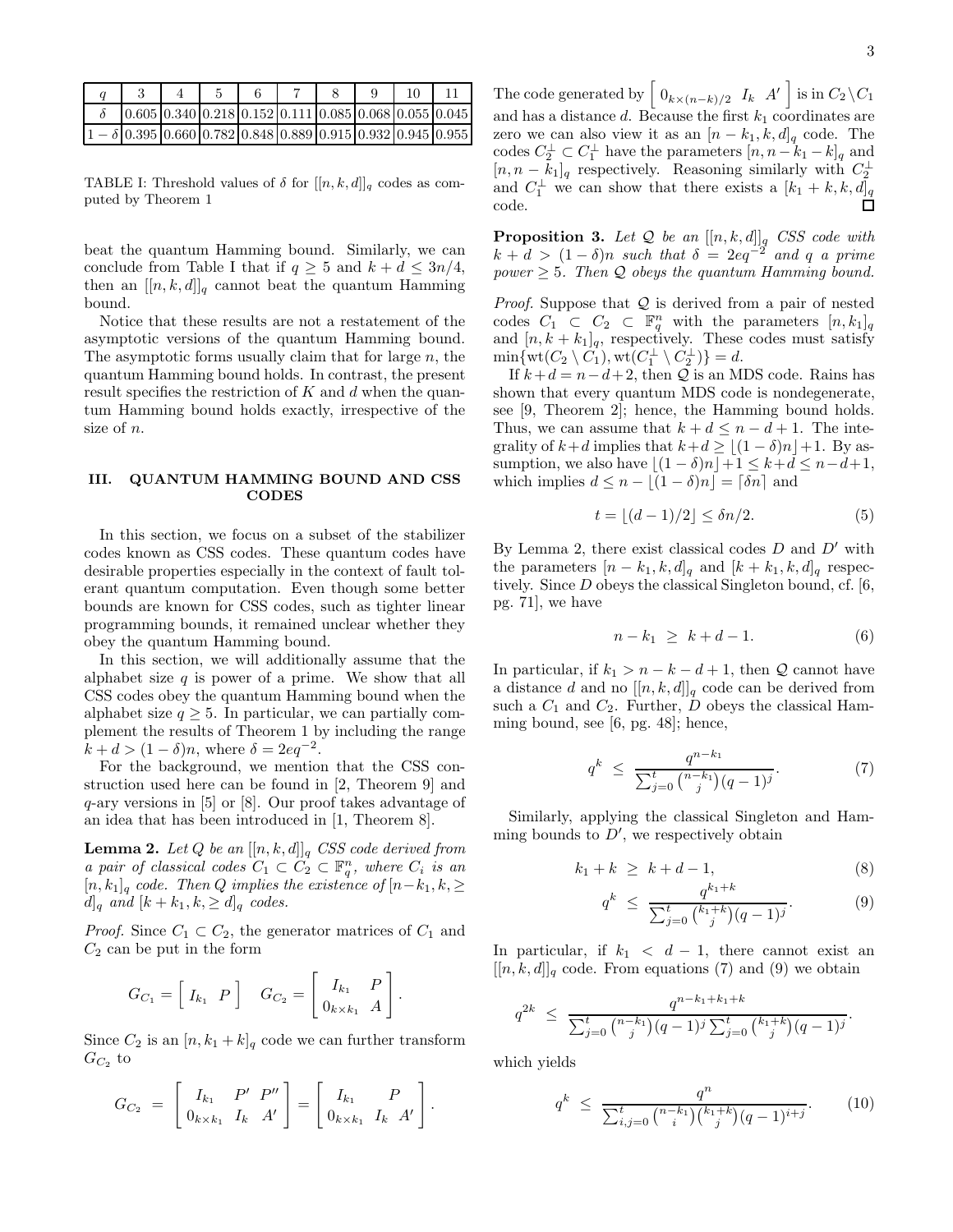| $q$ | 3 | 4 | 5 | 6 | 7 | 8 | 9 | 10 | 11 |
|---|---|---|---|---|---|---|---|---|---|
| $\delta$ | 0.605 | 0.340 | 0.218 | 0.152 | 0.111 | 0.085 | 0.068 | 0.055 | 0.045 |
| $1-\delta$ | 0.395 | 0.660 | 0.782 | 0.848 | 0.889 | 0.915 | 0.932 | 0.945 | 0.955 |

TABLE I: Threshold values of $\delta$ for $[[n,k,d]]_q$ codes as computed by Theorem 1

beat the quantum Hamming bound. Similarly, we can conclude from Table I that if $q \geq 5$ and $k + d \leq 3n/4$, then an $[[n,k,d]]_q$ cannot beat the quantum Hamming bound.

Notice that these results are not a restatement of the asymptotic versions of the quantum Hamming bound. The asymptotic forms usually claim that for large $n$, the quantum Hamming bound holds. In contrast, the present result specifies the restriction of $K$ and $d$ when the quantum Hamming bound holds exactly, irrespective of the size of $n$.

## III. QUANTUM HAMMING BOUND AND CSS CODES

In this section, we focus on a subset of the stabilizer codes known as CSS codes. These quantum codes have desirable properties especially in the context of fault tolerant quantum computation. Even though some better bounds are known for CSS codes, such as tighter linear programming bounds, it remained unclear whether they obey the quantum Hamming bound.

In this section, we will additionally assume that the alphabet size $q$ is power of a prime. We show that all CSS codes obey the quantum Hamming bound when the alphabet size $q \geq 5$. In particular, we can partially complement the results of Theorem 1 by including the range $k + d > (1-\delta)n$, where $\delta = 2eq^{-2}$.

For the background, we mention that the CSS construction used here can be found in [2, Theorem 9] and $q$-ary versions in [5] or [8]. Our proof takes advantage of an idea that has been introduced in [1, Theorem 8].

**Lemma 2.** *Let $Q$ be an $[[n,k,d]]_q$ CSS code derived from a pair of classical codes $C_1 \subset C_2 \subset \mathbb{F}_q^n$, where $C_i$ is an $[n,k_1]_q$ code. Then $Q$ implies the existence of $[n-k_1,k,\geq d]_q$ and $[k+k_1,k,\geq d]_q$ codes.*

*Proof.* Since $C_1 \subset C_2$, the generator matrices of $C_1$ and $C_2$ can be put in the form

$$G_{C_1} = \left[\begin{array}{cc} I_{k_1} & P \end{array}\right] \quad G_{C_2} = \left[\begin{array}{cc} I_{k_1} & P \\ 0_{k\times k_1} & A \end{array}\right].$$

Since $C_2$ is an $[n,k_1+k]_q$ code we can further transform $G_{C_2}$ to

$$G_{C_2} = \left[\begin{array}{ccc} I_{k_1} & P' & P'' \\ 0_{k\times k_1} & I_k & A' \end{array}\right] = \left[\begin{array}{ccc} I_{k_1} & & P \\ 0_{k\times k_1} & I_k & A' \end{array}\right].$$

The code generated by $\left[\begin{array}{ccc} 0_{k\times(n-k)/2} & I_k & A' \end{array}\right]$ is in $C_2\setminus C_1$ and has a distance $d$. Because the first $k_1$ coordinates are zero we can also view it as an $[n-k_1,k,d]_q$ code. The codes $C_2^\perp \subset C_1^\perp$ have the parameters $[n,n-k_1-k]_q$ and $[n,n-k_1]_q$ respectively. Reasoning similarly with $C_2^\perp$ and $C_1^\perp$ we can show that there exists a $[k_1+k,k,d]_q$ code. $\square$

**Proposition 3.** *Let $\mathcal{Q}$ be an $[[n,k,d]]_q$ CSS code with $k+d > (1-\delta)n$ such that $\delta = 2eq^{-2}$ and $q$ a prime power $\geq 5$. Then $\mathcal{Q}$ obeys the quantum Hamming bound.*

*Proof.* Suppose that $\mathcal{Q}$ is derived from a pair of nested codes $C_1 \subset C_2 \subset \mathbb{F}_q^n$ with the parameters $[n,k_1]_q$ and $[n,k+k_1]_q$, respectively. These codes must satisfy $\min\{\mathrm{wt}(C_2\setminus C_1), \mathrm{wt}(C_1^\perp\setminus C_2^\perp)\} = d$.

If $k+d = n-d+2$, then $\mathcal{Q}$ is an MDS code. Rains has shown that every quantum MDS code is nondegenerate, see [9, Theorem 2]; hence, the Hamming bound holds. Thus, we can assume that $k+d \leq n-d+1$. The integrality of $k+d$ implies that $k+d \geq \lfloor (1-\delta)n\rfloor + 1$. By assumption, we also have $\lfloor (1-\delta)n\rfloor + 1 \leq k+d \leq n-d+1$, which implies $d \leq n - \lfloor (1-\delta)n\rfloor = \lceil \delta n\rceil$ and

$$t = \lfloor (d-1)/2\rfloor \leq \delta n/2. \tag{5}$$

By Lemma 2, there exist classical codes $D$ and $D'$ with the parameters $[n-k_1,k,d]_q$ and $[k+k_1,k,d]_q$ respectively. Since $D$ obeys the classical Singleton bound, cf. [6, pg. 71], we have

$$n-k_1 \;\geq\; k+d-1. \tag{6}$$

In particular, if $k_1 > n-k-d+1$, then $\mathcal{Q}$ cannot have a distance $d$ and no $[[n,k,d]]_q$ code can be derived from such a $C_1$ and $C_2$. Further, $D$ obeys the classical Hamming bound, see [6, pg. 48]; hence,

$$q^k \;\leq\; \frac{q^{n-k_1}}{\sum_{j=0}^{t}\binom{n-k_1}{j}(q-1)^j}. \tag{7}$$

Similarly, applying the classical Singleton and Hamming bounds to $D'$, we respectively obtain

$$k_1+k \;\geq\; k+d-1, \tag{8}$$

$$q^k \;\leq\; \frac{q^{k_1+k}}{\sum_{j=0}^{t}\binom{k_1+k}{j}(q-1)^j}. \tag{9}$$

In particular, if $k_1 < d-1$, there cannot exist an $[[n,k,d]]_q$ code. From equations (7) and (9) we obtain

$$q^{2k} \;\leq\; \frac{q^{n-k_1+k_1+k}}{\sum_{j=0}^{t}\binom{n-k_1}{j}(q-1)^j\sum_{j=0}^{t}\binom{k_1+k}{j}(q-1)^j}.$$

which yields

$$q^k \;\leq\; \frac{q^n}{\sum_{i,j=0}^{t}\binom{n-k_1}{i}\binom{k_1+k}{j}(q-1)^{i+j}}. \tag{10}$$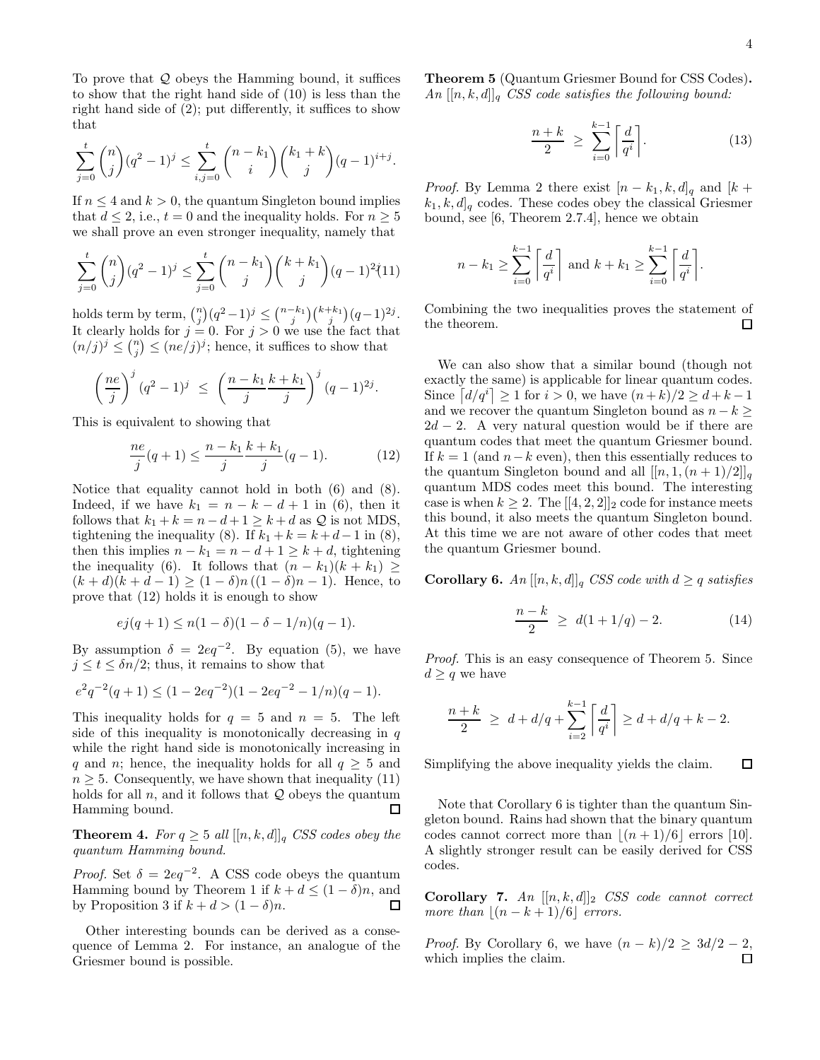To prove that $\mathcal{Q}$ obeys the Hamming bound, it suffices to show that the right hand side of (10) is less than the right hand side of (2); put differently, it suffices to show that

$$\sum_{j=0}^{t} \binom{n}{j}(q^2-1)^j \leq \sum_{i,j=0}^{t} \binom{n-k_1}{i}\binom{k_1+k}{j}(q-1)^{i+j}.$$

If $n \leq 4$ and $k > 0$, the quantum Singleton bound implies that $d \leq 2$, i.e., $t = 0$ and the inequality holds. For $n \geq 5$ we shall prove an even stronger inequality, namely that

$$\sum_{j=0}^{t} \binom{n}{j}(q^2-1)^j \leq \sum_{j=0}^{t} \binom{n-k_1}{j}\binom{k+k_1}{j}(q-1)^{2j} \quad (11)$$

holds term by term, $\binom{n}{j}(q^2-1)^j \leq \binom{n-k_1}{j}\binom{k+k_1}{j}(q-1)^{2j}$. It clearly holds for $j = 0$. For $j > 0$ we use the fact that $(n/j)^j \leq \binom{n}{j} \leq (ne/j)^j$; hence, it suffices to show that

$$\left(\frac{ne}{j}\right)^j (q^2-1)^j \;\leq\; \left(\frac{n-k_1}{j}\frac{k+k_1}{j}\right)^j (q-1)^{2j}.$$

This is equivalent to showing that

$$\frac{ne}{j}(q+1) \leq \frac{n-k_1}{j}\frac{k+k_1}{j}(q-1). \quad (12)$$

Notice that equality cannot hold in both (6) and (8). Indeed, if we have $k_1 = n-k-d+1$ in (6), then it follows that $k_1 + k = n-d+1 \geq k+d$ as $\mathcal{Q}$ is not MDS, tightening the inequality (8). If $k_1 + k = k+d-1$ in (8), then this implies $n - k_1 = n-d+1 \geq k+d$, tightening the inequality (6). It follows that $(n-k_1)(k+k_1) \geq (k+d)(k+d-1) \geq (1-\delta)n\,((1-\delta)n-1)$. Hence, to prove that (12) holds it is enough to show

$$ej(q+1) \leq n(1-\delta)(1-\delta-1/n)(q-1).$$

By assumption $\delta = 2eq^{-2}$. By equation (5), we have $j \leq t \leq \delta n/2$; thus, it remains to show that

$$e^2q^{-2}(q+1) \leq (1-2eq^{-2})(1-2eq^{-2}-1/n)(q-1).$$

This inequality holds for $q = 5$ and $n = 5$. The left side of this inequality is monotonically decreasing in $q$ while the right hand side is monotonically increasing in $q$ and $n$; hence, the inequality holds for all $q \geq 5$ and $n \geq 5$. Consequently, we have shown that inequality (11) holds for all $n$, and it follows that $\mathcal{Q}$ obeys the quantum Hamming bound. □

**Theorem 4.** *For $q \geq 5$ all $[[n,k,d]]_q$ CSS codes obey the quantum Hamming bound.*

*Proof.* Set $\delta = 2eq^{-2}$. A CSS code obeys the quantum Hamming bound by Theorem 1 if $k + d \leq (1-\delta)n$, and by Proposition 3 if $k + d > (1-\delta)n$. □

Other interesting bounds can be derived as a consequence of Lemma 2. For instance, an analogue of the Griesmer bound is possible.

**Theorem 5** (Quantum Griesmer Bound for CSS Codes)**.** *An $[[n,k,d]]_q$ CSS code satisfies the following bound:*

$$\frac{n+k}{2} \;\geq\; \sum_{i=0}^{k-1} \left\lceil \frac{d}{q^i} \right\rceil. \quad (13)$$

*Proof.* By Lemma 2 there exist $[n-k_1,k,d]_q$ and $[k+k_1,k,d]_q$ codes. These codes obey the classical Griesmer bound, see [6, Theorem 2.7.4], hence we obtain

$$n-k_1 \geq \sum_{i=0}^{k-1} \left\lceil \frac{d}{q^i} \right\rceil \text{ and } k+k_1 \geq \sum_{i=0}^{k-1} \left\lceil \frac{d}{q^i} \right\rceil.$$

Combining the two inequalities proves the statement of the theorem. □

We can also show that a similar bound (though not exactly the same) is applicable for linear quantum codes. Since $\lceil d/q^i \rceil \geq 1$ for $i > 0$, we have $(n+k)/2 \geq d+k-1$ and we recover the quantum Singleton bound as $n - k \geq 2d - 2$. A very natural question would be if there are quantum codes that meet the quantum Griesmer bound. If $k = 1$ (and $n-k$ even), then this essentially reduces to the quantum Singleton bound and all $[[n,1,(n+1)/2]]_q$ quantum MDS codes meet this bound. The interesting case is when $k \geq 2$. The $[[4,2,2]]_2$ code for instance meets this bound, it also meets the quantum Singleton bound. At this time we are not aware of other codes that meet the quantum Griesmer bound.

**Corollary 6.** *An $[[n,k,d]]_q$ CSS code with $d \geq q$ satisfies*

$$\frac{n-k}{2} \;\geq\; d(1+1/q) - 2. \quad (14)$$

*Proof.* This is an easy consequence of Theorem 5. Since $d \geq q$ we have

$$\frac{n+k}{2} \;\geq\; d + d/q + \sum_{i=2}^{k-1} \left\lceil \frac{d}{q^i} \right\rceil \geq d + d/q + k - 2.$$

Simplifying the above inequality yields the claim. □

Note that Corollary 6 is tighter than the quantum Singleton bound. Rains had shown that the binary quantum codes cannot correct more than $\lfloor (n+1)/6 \rfloor$ errors [10]. A slightly stronger result can be easily derived for CSS codes.

**Corollary 7.** *An $[[n,k,d]]_2$ CSS code cannot correct more than $\lfloor (n-k+1)/6 \rfloor$ errors.*

*Proof.* By Corollary 6, we have $(n-k)/2 \geq 3d/2 - 2$, which implies the claim. □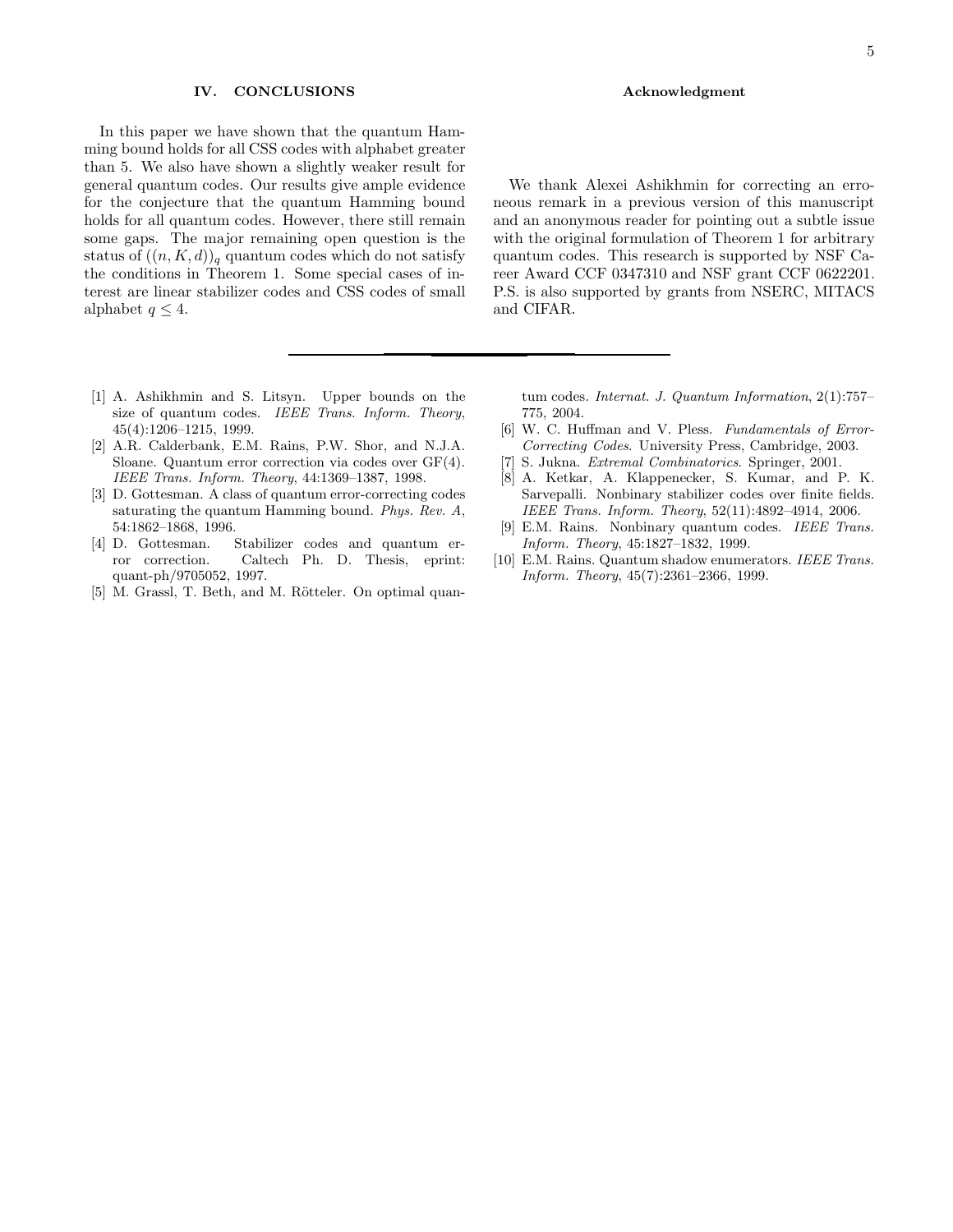## IV. CONCLUSIONS

In this paper we have shown that the quantum Hamming bound holds for all CSS codes with alphabet greater than 5. We also have shown a slightly weaker result for general quantum codes. Our results give ample evidence for the conjecture that the quantum Hamming bound holds for all quantum codes. However, there still remain some gaps. The major remaining open question is the status of $((n, K, d))_q$ quantum codes which do not satisfy the conditions in Theorem 1. Some special cases of interest are linear stabilizer codes and CSS codes of small alphabet $q \leq 4$.

## Acknowledgment

We thank Alexei Ashikhmin for correcting an erroneous remark in a previous version of this manuscript and an anonymous reader for pointing out a subtle issue with the original formulation of Theorem 1 for arbitrary quantum codes. This research is supported by NSF Career Award CCF 0347310 and NSF grant CCF 0622201. P.S. is also supported by grants from NSERC, MITACS and CIFAR.

---

[1] A. Ashikhmin and S. Litsyn. Upper bounds on the size of quantum codes. *IEEE Trans. Inform. Theory*, 45(4):1206–1215, 1999.

[2] A.R. Calderbank, E.M. Rains, P.W. Shor, and N.J.A. Sloane. Quantum error correction via codes over GF(4). *IEEE Trans. Inform. Theory*, 44:1369–1387, 1998.

[3] D. Gottesman. A class of quantum error-correcting codes saturating the quantum Hamming bound. *Phys. Rev. A*, 54:1862–1868, 1996.

[4] D. Gottesman. Stabilizer codes and quantum error correction. Caltech Ph. D. Thesis, eprint: quant-ph/9705052, 1997.

[5] M. Grassl, T. Beth, and M. Rötteler. On optimal quantum codes. *Internat. J. Quantum Information*, 2(1):757–775, 2004.

[6] W. C. Huffman and V. Pless. *Fundamentals of Error-Correcting Codes*. University Press, Cambridge, 2003.

[7] S. Jukna. *Extremal Combinatorics*. Springer, 2001.

[8] A. Ketkar, A. Klappenecker, S. Kumar, and P. K. Sarvepalli. Nonbinary stabilizer codes over finite fields. *IEEE Trans. Inform. Theory*, 52(11):4892–4914, 2006.

[9] E.M. Rains. Nonbinary quantum codes. *IEEE Trans. Inform. Theory*, 45:1827–1832, 1999.

[10] E.M. Rains. Quantum shadow enumerators. *IEEE Trans. Inform. Theory*, 45(7):2361–2366, 1999.